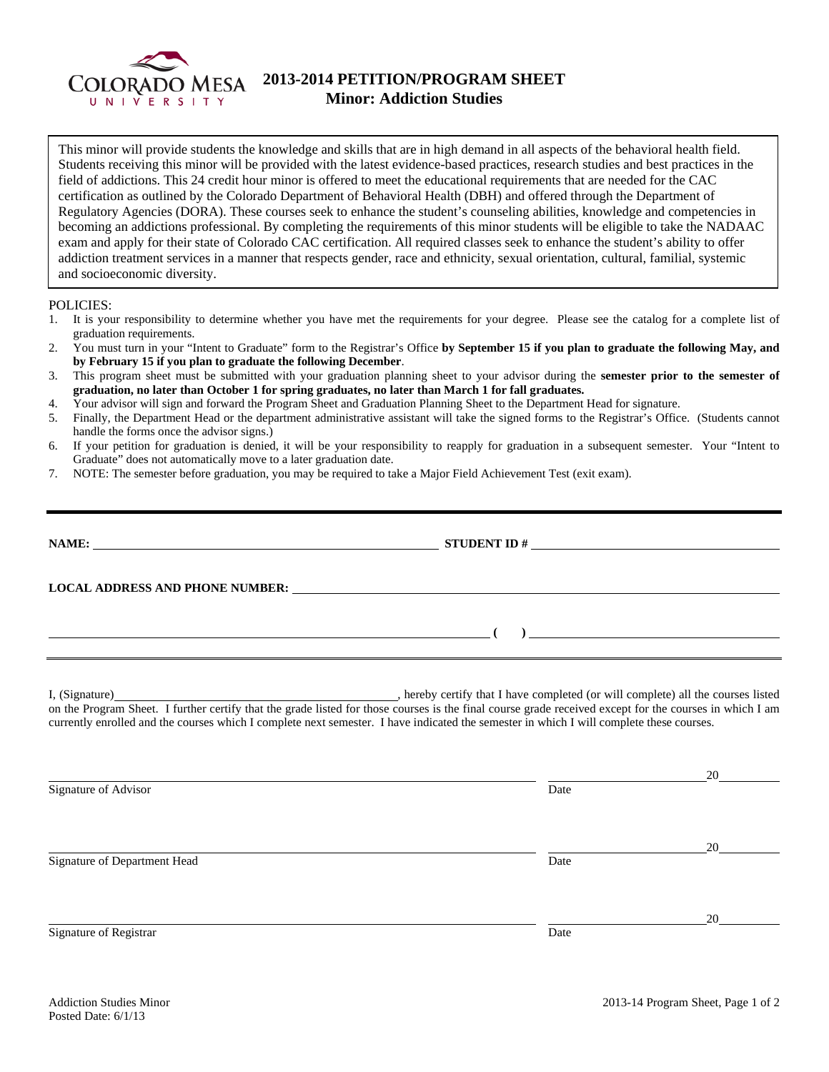# 2013-2014 PETITION/PROGRAM SHEET
## Minor: Addiction Studies

This minor will provide students the knowledge and skills that are in high demand in all aspects of the behavioral health field. Students receiving this minor will be provided with the latest evidence-based practices, research studies and best practices in the field of addictions. This 24 credit hour minor is offered to meet the educational requirements that are needed for the CAC certification as outlined by the Colorado Department of Behavioral Health (DBH) and offered through the Department of Regulatory Agencies (DORA). These courses seek to enhance the student's counseling abilities, knowledge and competencies in becoming an addictions professional. By completing the requirements of this minor students will be eligible to take the NADAAC exam and apply for their state of Colorado CAC certification. All required classes seek to enhance the student's ability to offer addiction treatment services in a manner that respects gender, race and ethnicity, sexual orientation, cultural, familial, systemic and socioeconomic diversity.

POLICIES:

1. It is your responsibility to determine whether you have met the requirements for your degree. Please see the catalog for a complete list of graduation requirements.
2. You must turn in your "Intent to Graduate" form to the Registrar's Office **by September 15 if you plan to graduate the following May, and by February 15 if you plan to graduate the following December**.
3. This program sheet must be submitted with your graduation planning sheet to your advisor during the **semester prior to the semester of graduation, no later than October 1 for spring graduates, no later than March 1 for fall graduates.**
4. Your advisor will sign and forward the Program Sheet and Graduation Planning Sheet to the Department Head for signature.
5. Finally, the Department Head or the department administrative assistant will take the signed forms to the Registrar's Office. (Students cannot handle the forms once the advisor signs.)
6. If your petition for graduation is denied, it will be your responsibility to reapply for graduation in a subsequent semester. Your "Intent to Graduate" does not automatically move to a later graduation date.
7. NOTE: The semester before graduation, you may be required to take a Major Field Achievement Test (exit exam).

---

**NAME:** ______________________________ **STUDENT ID #** ______________________________

**LOCAL ADDRESS AND PHONE NUMBER:** ______________________________

______________________________ **( )** ______________________________

I, (Signature) ______________________________, hereby certify that I have completed (or will complete) all the courses listed on the Program Sheet. I further certify that the grade listed for those courses is the final course grade received except for the courses in which I am currently enrolled and the courses which I complete next semester. I have indicated the semester in which I will complete these courses.

______________________________ ______________ 20______
Signature of Advisor Date

______________________________ ______________ 20______
Signature of Department Head Date

______________________________ ______________ 20______
Signature of Registrar Date

Addiction Studies Minor
Posted Date: 6/1/13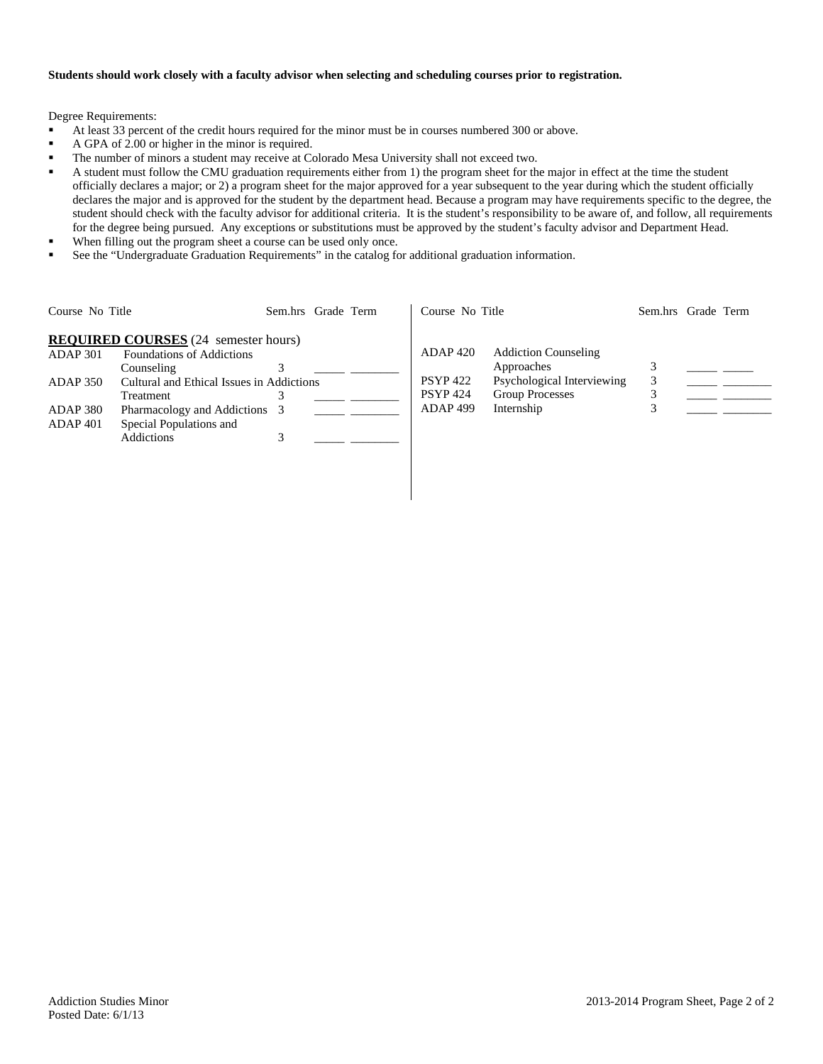**Students should work closely with a faculty advisor when selecting and scheduling courses prior to registration.**

Degree Requirements:

- At least 33 percent of the credit hours required for the minor must be in courses numbered 300 or above.
- A GPA of 2.00 or higher in the minor is required.
- The number of minors a student may receive at Colorado Mesa University shall not exceed two.
- A student must follow the CMU graduation requirements either from 1) the program sheet for the major in effect at the time the student officially declares a major; or 2) a program sheet for the major approved for a year subsequent to the year during which the student officially declares the major and is approved for the student by the department head. Because a program may have requirements specific to the degree, the student should check with the faculty advisor for additional criteria. It is the student's responsibility to be aware of, and follow, all requirements for the degree being pursued. Any exceptions or substitutions must be approved by the student's faculty advisor and Department Head.
- When filling out the program sheet a course can be used only once.
- See the "Undergraduate Graduation Requirements" in the catalog for additional graduation information.

**REQUIRED COURSES** (24 semester hours)

| Course No | Title | Sem.hrs | Grade | Term |
|---|---|---|---|---|
| ADAP 301 | Foundations of Addictions Counseling | 3 | _____ | ________ |
| ADAP 350 | Cultural and Ethical Issues in Addictions Treatment | 3 | _____ | ________ |
| ADAP 380 | Pharmacology and Addictions | 3 | _____ | ________ |
| ADAP 401 | Special Populations and Addictions | 3 | _____ | ________ |
| ADAP 420 | Addiction Counseling Approaches | 3 | _____ | _____ |
| PSYP 422 | Psychological Interviewing | 3 | _____ | ________ |
| PSYP 424 | Group Processes | 3 | _____ | ________ |
| ADAP 499 | Internship | 3 | _____ | ________ |

Addiction Studies Minor
Posted Date: 6/1/13